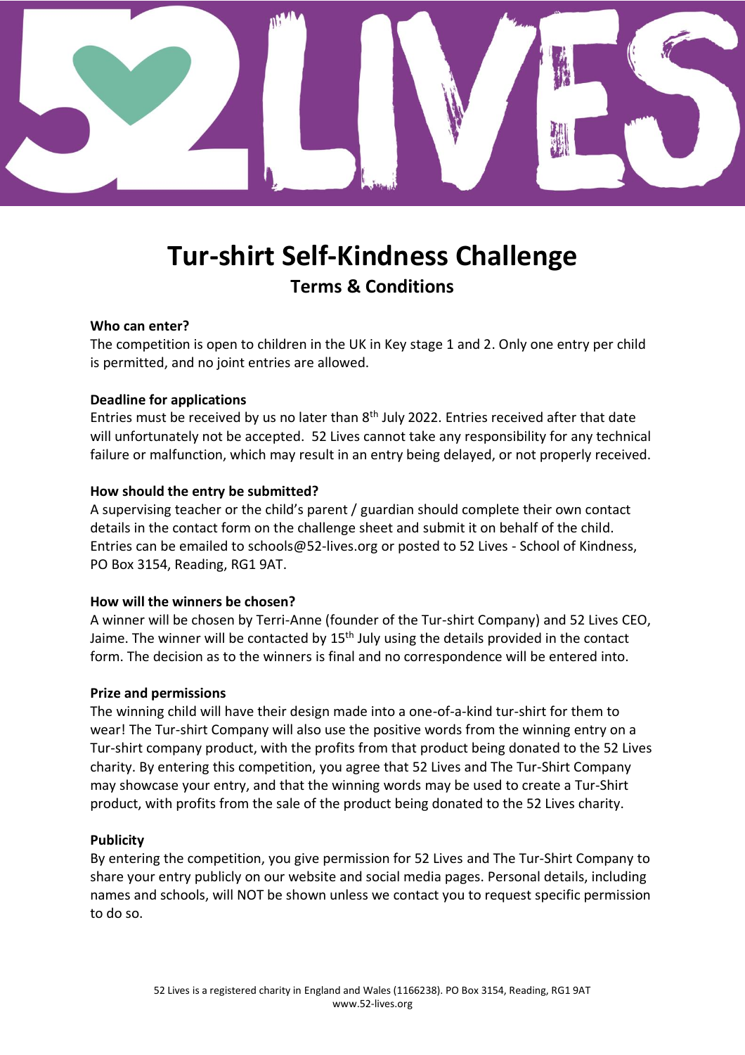# Tur-shirt Self-Kindness Challenge

## Terms & Conditions

**Who can enter?**

The competition is open to children in the UK in Key stage 1 and 2. Only one entry per child is permitted, and no joint entries are allowed.

**Deadline for applications**

Entries must be received by us no later than 8th July 2022. Entries received after that date will unfortunately not be accepted. 52 Lives cannot take any responsibility for any technical failure or malfunction, which may result in an entry being delayed, or not properly received.

**How should the entry be submitted?**

A supervising teacher or the child's parent / guardian should complete their own contact details in the contact form on the challenge sheet and submit it on behalf of the child. Entries can be emailed to schools@52-lives.org or posted to 52 Lives - School of Kindness, PO Box 3154, Reading, RG1 9AT.

**How will the winners be chosen?**

A winner will be chosen by Terri-Anne (founder of the Tur-shirt Company) and 52 Lives CEO, Jaime. The winner will be contacted by 15th July using the details provided in the contact form. The decision as to the winners is final and no correspondence will be entered into.

**Prize and permissions**

The winning child will have their design made into a one-of-a-kind tur-shirt for them to wear! The Tur-shirt Company will also use the positive words from the winning entry on a Tur-shirt company product, with the profits from that product being donated to the 52 Lives charity. By entering this competition, you agree that 52 Lives and The Tur-Shirt Company may showcase your entry, and that the winning words may be used to create a Tur-Shirt product, with profits from the sale of the product being donated to the 52 Lives charity.

**Publicity**

By entering the competition, you give permission for 52 Lives and The Tur-Shirt Company to share your entry publicly on our website and social media pages. Personal details, including names and schools, will NOT be shown unless we contact you to request specific permission to do so.

52 Lives is a registered charity in England and Wales (1166238). PO Box 3154, Reading, RG1 9AT
www.52-lives.org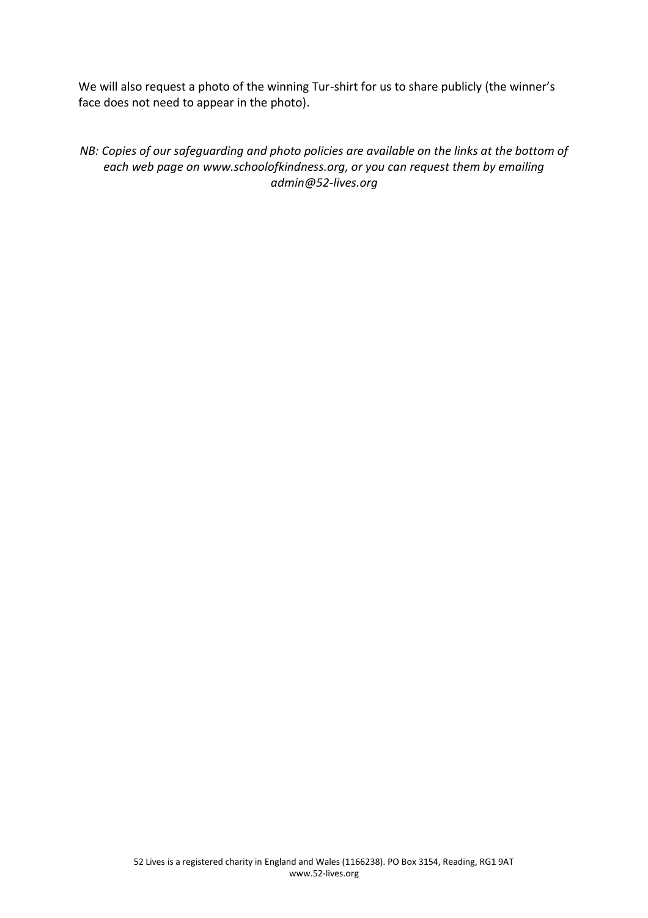We will also request a photo of the winning Tur-shirt for us to share publicly (the winner's face does not need to appear in the photo).

*NB: Copies of our safeguarding and photo policies are available on the links at the bottom of each web page on www.schoolofkindness.org, or you can request them by emailing admin@52-lives.org*